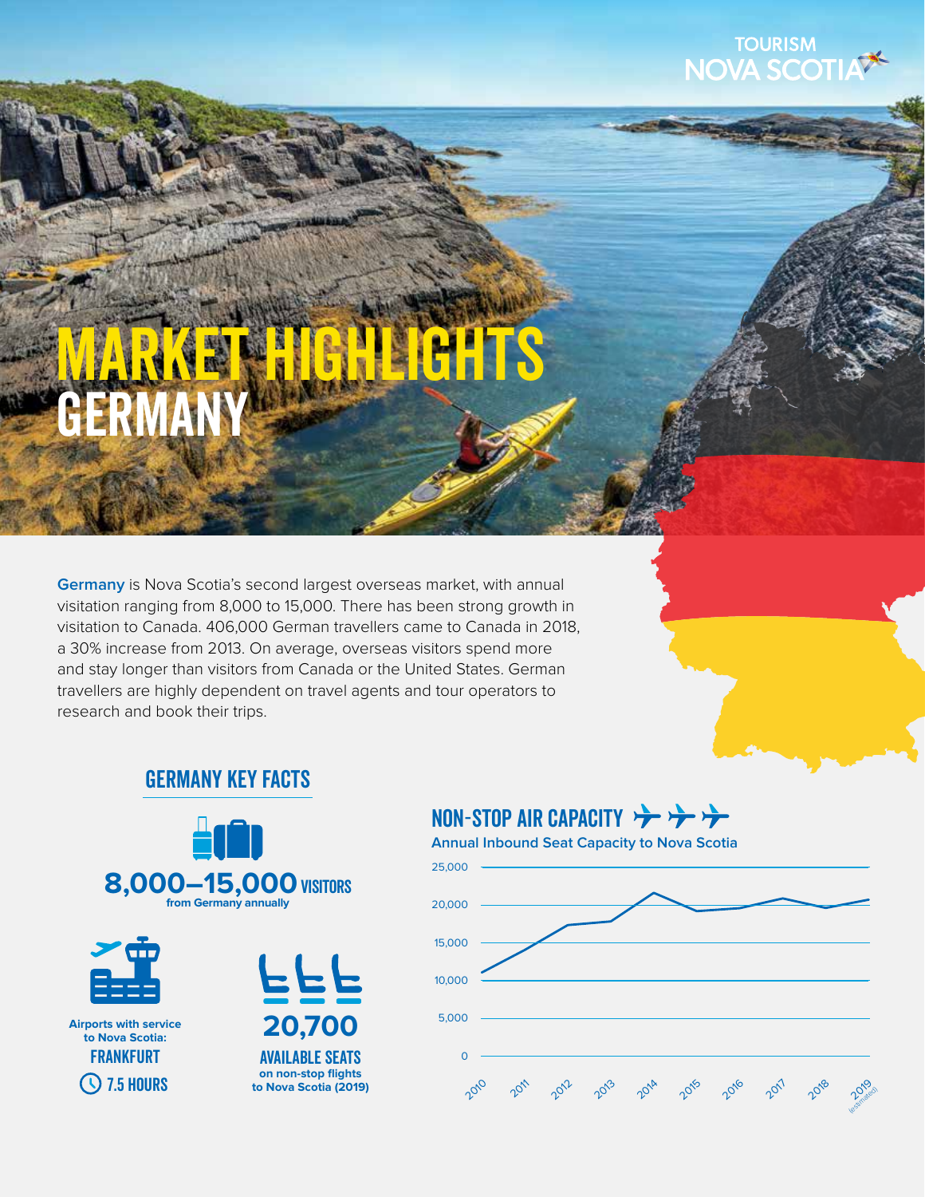TOURISM NOVA SCOTIA

# MARKET HIGHLIGHTS GERMANY

**Germany** is Nova Scotia's second largest overseas market, with annual visitation ranging from 8,000 to 15,000. There has been strong growth in visitation to Canada. 406,000 German travellers came to Canada in 2018, a 30% increase from 2013. On average, overseas visitors spend more and stay longer than visitors from Canada or the United States. German travellers are highly dependent on travel agents and tour operators to research and book their trips.

## GERMANY KEY FACTS

**8,000–15,000 VISITORS**
**from Germany annually**

**Airports with service to Nova Scotia:**
**FRANKFURT**
**7.5 HOURS**

**20,700**
**AVAILABLE SEATS**
**on non-stop flights to Nova Scotia (2019)**

## NON-STOP AIR CAPACITY

**Annual Inbound Seat Capacity to Nova Scotia**

Y-axis: 0, 5,000, 10,000, 15,000, 20,000, 25,000

X-axis: 2010, 2011, 2012, 2013, 2014, 2015, 2016, 2017, 2018, 2019 (estimated)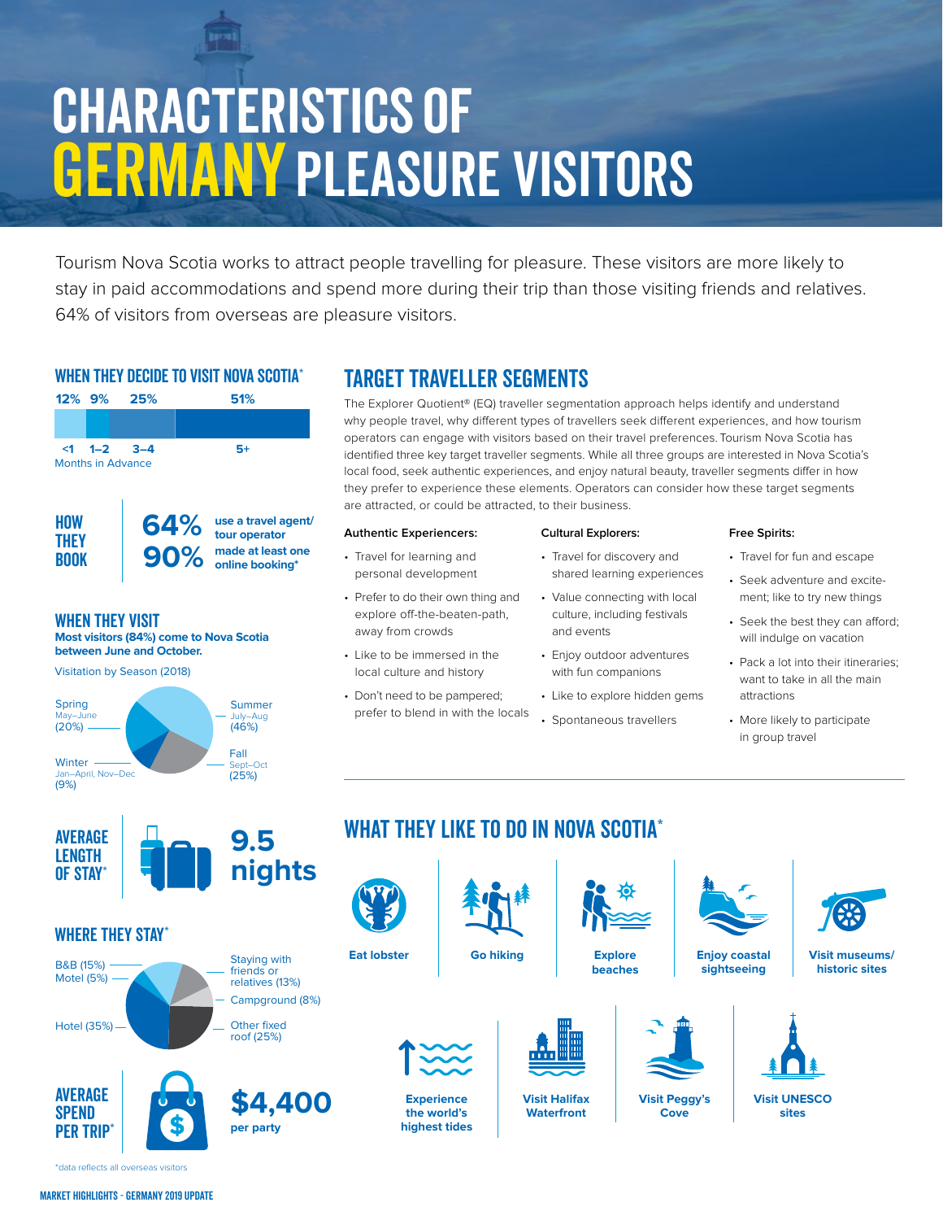# CHARACTERISTICS OF GERMANY PLEASURE VISITORS

Tourism Nova Scotia works to attract people travelling for pleasure. These visitors are more likely to stay in paid accommodations and spend more during their trip than those visiting friends and relatives. 64% of visitors from overseas are pleasure visitors.

## WHEN THEY DECIDE TO VISIT NOVA SCOTIA*

| Months in Advance | <1 | 1–2 | 3–4 | 5+ |
|---|---|---|---|---|
| % | 12% | 9% | 25% | 51% |

## HOW THEY BOOK

**64%** use a travel agent/tour operator

**90%** made at least one online booking*

## WHEN THEY VISIT

**Most visitors (84%) come to Nova Scotia between June and October.**

Visitation by Season (2018)

- Spring (May–June): 20%
- Summer (July–Aug): 46%
- Fall (Sept–Oct): 25%
- Winter (Jan–April, Nov–Dec): 9%

## AVERAGE LENGTH OF STAY*

**9.5 nights**

## WHERE THEY STAY*

- Hotel (35%)
- Other fixed roof (25%)
- B&B (15%)
- Staying with friends or relatives (13%)
- Campground (8%)
- Motel (5%)

## AVERAGE SPEND PER TRIP*

**$4,400** per party

*data reflects all overseas visitors

## TARGET TRAVELLER SEGMENTS

The Explorer Quotient® (EQ) traveller segmentation approach helps identify and understand why people travel, why different types of travellers seek different experiences, and how tourism operators can engage with visitors based on their travel preferences. Tourism Nova Scotia has identified three key target traveller segments. While all three groups are interested in Nova Scotia's local food, seek authentic experiences, and enjoy natural beauty, traveller segments differ in how they prefer to experience these elements. Operators can consider how these target segments are attracted, or could be attracted, to their business.

**Authentic Experiencers:**

- Travel for learning and personal development
- Prefer to do their own thing and explore off-the-beaten-path, away from crowds
- Like to be immersed in the local culture and history
- Don't need to be pampered; prefer to blend in with the locals

**Cultural Explorers:**

- Travel for discovery and shared learning experiences
- Value connecting with local culture, including festivals and events
- Enjoy outdoor adventures with fun companions
- Like to explore hidden gems
- Spontaneous travellers

**Free Spirits:**

- Travel for fun and escape
- Seek adventure and excitement; like to try new things
- Seek the best they can afford; will indulge on vacation
- Pack a lot into their itineraries; want to take in all the main attractions
- More likely to participate in group travel

## WHAT THEY LIKE TO DO IN NOVA SCOTIA*

- Eat lobster
- Go hiking
- Explore beaches
- Enjoy coastal sightseeing
- Visit museums/historic sites
- Experience the world's highest tides
- Visit Halifax Waterfront
- Visit Peggy's Cove
- Visit UNESCO sites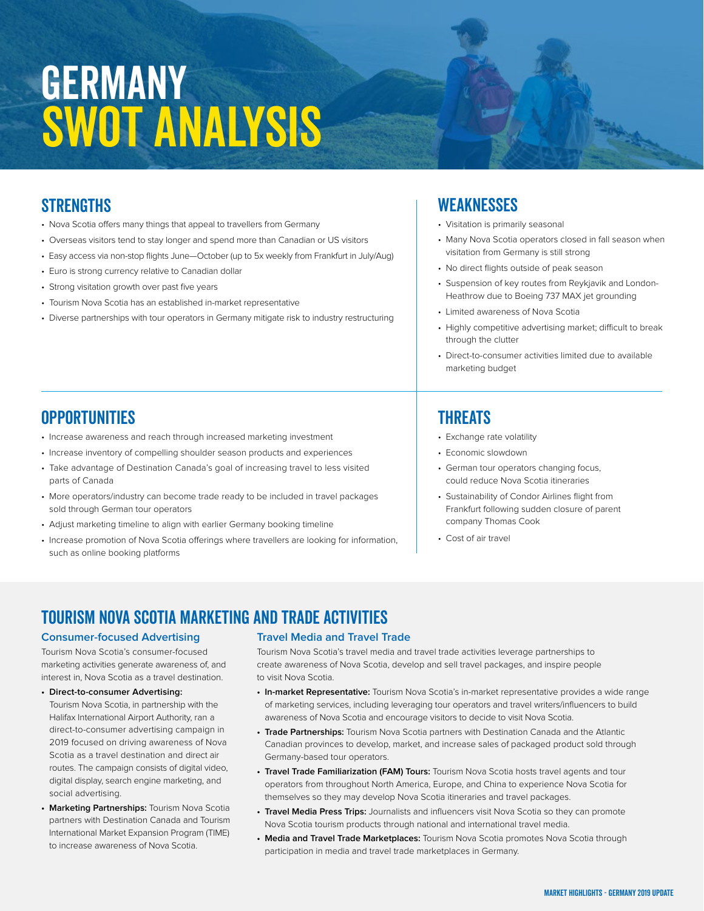# GERMANY SWOT ANALYSIS

## STRENGTHS

- Nova Scotia offers many things that appeal to travellers from Germany
- Overseas visitors tend to stay longer and spend more than Canadian or US visitors
- Easy access via non-stop flights June—October (up to 5x weekly from Frankfurt in July/Aug)
- Euro is strong currency relative to Canadian dollar
- Strong visitation growth over past five years
- Tourism Nova Scotia has an established in-market representative
- Diverse partnerships with tour operators in Germany mitigate risk to industry restructuring

## WEAKNESSES

- Visitation is primarily seasonal
- Many Nova Scotia operators closed in fall season when visitation from Germany is still strong
- No direct flights outside of peak season
- Suspension of key routes from Reykjavik and London-Heathrow due to Boeing 737 MAX jet grounding
- Limited awareness of Nova Scotia
- Highly competitive advertising market; difficult to break through the clutter
- Direct-to-consumer activities limited due to available marketing budget

## OPPORTUNITIES

- Increase awareness and reach through increased marketing investment
- Increase inventory of compelling shoulder season products and experiences
- Take advantage of Destination Canada's goal of increasing travel to less visited parts of Canada
- More operators/industry can become trade ready to be included in travel packages sold through German tour operators
- Adjust marketing timeline to align with earlier Germany booking timeline
- Increase promotion of Nova Scotia offerings where travellers are looking for information, such as online booking platforms

## THREATS

- Exchange rate volatility
- Economic slowdown
- German tour operators changing focus, could reduce Nova Scotia itineraries
- Sustainability of Condor Airlines flight from Frankfurt following sudden closure of parent company Thomas Cook
- Cost of air travel

## TOURISM NOVA SCOTIA MARKETING AND TRADE ACTIVITIES

### Consumer-focused Advertising

Tourism Nova Scotia's consumer-focused marketing activities generate awareness of, and interest in, Nova Scotia as a travel destination.

- **Direct-to-consumer Advertising:** Tourism Nova Scotia, in partnership with the Halifax International Airport Authority, ran a direct-to-consumer advertising campaign in 2019 focused on driving awareness of Nova Scotia as a travel destination and direct air routes. The campaign consists of digital video, digital display, search engine marketing, and social advertising.
- **Marketing Partnerships:** Tourism Nova Scotia partners with Destination Canada and Tourism International Market Expansion Program (TIME) to increase awareness of Nova Scotia.

### Travel Media and Travel Trade

Tourism Nova Scotia's travel media and travel trade activities leverage partnerships to create awareness of Nova Scotia, develop and sell travel packages, and inspire people to visit Nova Scotia.

- **In-market Representative:** Tourism Nova Scotia's in-market representative provides a wide range of marketing services, including leveraging tour operators and travel writers/influencers to build awareness of Nova Scotia and encourage visitors to decide to visit Nova Scotia.
- **Trade Partnerships:** Tourism Nova Scotia partners with Destination Canada and the Atlantic Canadian provinces to develop, market, and increase sales of packaged product sold through Germany-based tour operators.
- **Travel Trade Familiarization (FAM) Tours:** Tourism Nova Scotia hosts travel agents and tour operators from throughout North America, Europe, and China to experience Nova Scotia for themselves so they may develop Nova Scotia itineraries and travel packages.
- **Travel Media Press Trips:** Journalists and influencers visit Nova Scotia so they can promote Nova Scotia tourism products through national and international travel media.
- **Media and Travel Trade Marketplaces:** Tourism Nova Scotia promotes Nova Scotia through participation in media and travel trade marketplaces in Germany.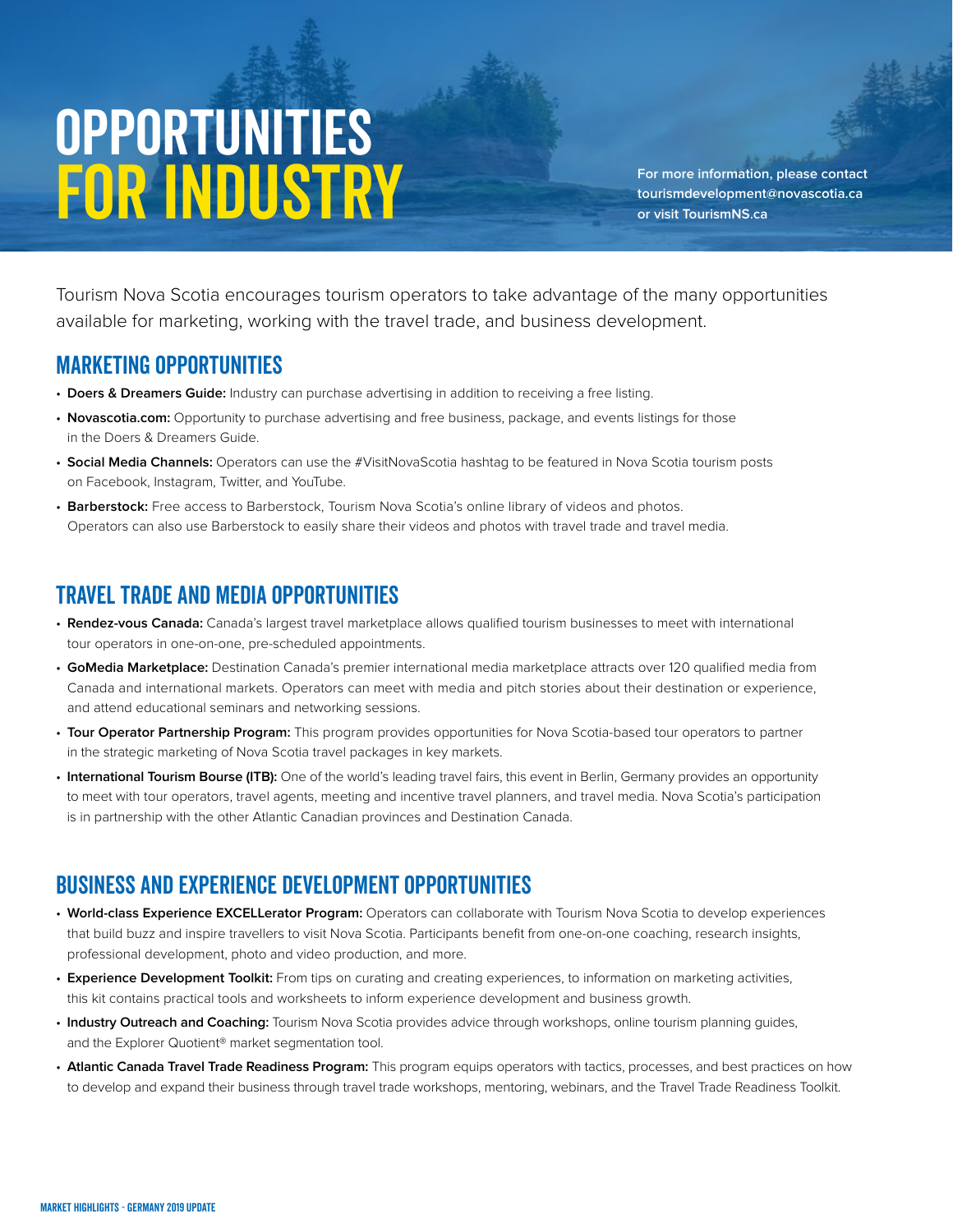# OPPORTUNITIES FOR INDUSTRY

For more information, please contact tourismdevelopment@novascotia.ca or visit TourismNS.ca

Tourism Nova Scotia encourages tourism operators to take advantage of the many opportunities available for marketing, working with the travel trade, and business development.

## MARKETING OPPORTUNITIES

- **Doers & Dreamers Guide:** Industry can purchase advertising in addition to receiving a free listing.
- **Novascotia.com:** Opportunity to purchase advertising and free business, package, and events listings for those in the Doers & Dreamers Guide.
- **Social Media Channels:** Operators can use the #VisitNovaScotia hashtag to be featured in Nova Scotia tourism posts on Facebook, Instagram, Twitter, and YouTube.
- **Barberstock:** Free access to Barberstock, Tourism Nova Scotia's online library of videos and photos. Operators can also use Barberstock to easily share their videos and photos with travel trade and travel media.

## TRAVEL TRADE AND MEDIA OPPORTUNITIES

- **Rendez-vous Canada:** Canada's largest travel marketplace allows qualified tourism businesses to meet with international tour operators in one-on-one, pre-scheduled appointments.
- **GoMedia Marketplace:** Destination Canada's premier international media marketplace attracts over 120 qualified media from Canada and international markets. Operators can meet with media and pitch stories about their destination or experience, and attend educational seminars and networking sessions.
- **Tour Operator Partnership Program:** This program provides opportunities for Nova Scotia-based tour operators to partner in the strategic marketing of Nova Scotia travel packages in key markets.
- **International Tourism Bourse (ITB):** One of the world's leading travel fairs, this event in Berlin, Germany provides an opportunity to meet with tour operators, travel agents, meeting and incentive travel planners, and travel media. Nova Scotia's participation is in partnership with the other Atlantic Canadian provinces and Destination Canada.

## BUSINESS AND EXPERIENCE DEVELOPMENT OPPORTUNITIES

- **World-class Experience EXCELLerator Program:** Operators can collaborate with Tourism Nova Scotia to develop experiences that build buzz and inspire travellers to visit Nova Scotia. Participants benefit from one-on-one coaching, research insights, professional development, photo and video production, and more.
- **Experience Development Toolkit:** From tips on curating and creating experiences, to information on marketing activities, this kit contains practical tools and worksheets to inform experience development and business growth.
- **Industry Outreach and Coaching:** Tourism Nova Scotia provides advice through workshops, online tourism planning guides, and the Explorer Quotient® market segmentation tool.
- **Atlantic Canada Travel Trade Readiness Program:** This program equips operators with tactics, processes, and best practices on how to develop and expand their business through travel trade workshops, mentoring, webinars, and the Travel Trade Readiness Toolkit.